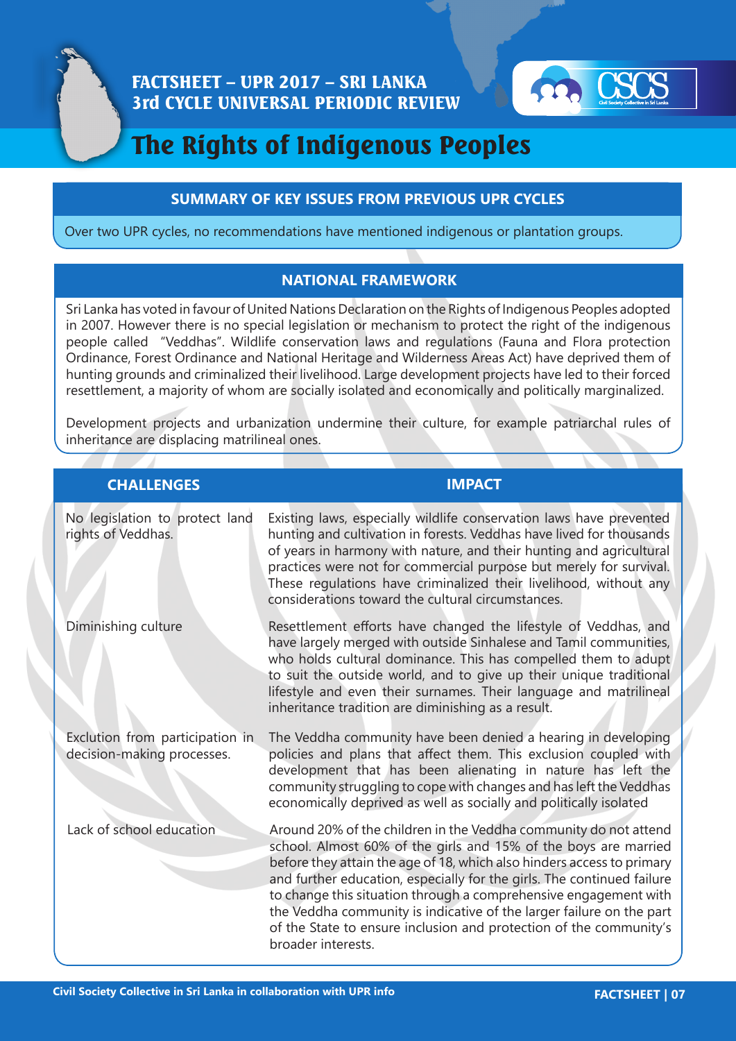# FACTSHEET – UPR 2017 – SRI LANKA
# 3rd CYCLE UNIVERSAL PERIODIC REVIEW

CSCS

## The Rights of Indigenous Peoples

### SUMMARY OF KEY ISSUES FROM PREVIOUS UPR CYCLES

Over two UPR cycles, no recommendations have mentioned indigenous or plantation groups.

### NATIONAL FRAMEWORK

Sri Lanka has voted in favour of United Nations Declaration on the Rights of Indigenous Peoples adopted in 2007. However there is no special legislation or mechanism to protect the right of the indigenous people called "Veddhas". Wildlife conservation laws and regulations (Fauna and Flora protection Ordinance, Forest Ordinance and National Heritage and Wilderness Areas Act) have deprived them of hunting grounds and criminalized their livelihood. Large development projects have led to their forced resettlement, a majority of whom are socially isolated and economically and politically marginalized.

Development projects and urbanization undermine their culture, for example patriarchal rules of inheritance are displacing matrilineal ones.

| CHALLENGES | IMPACT |
|---|---|
| No legislation to protect land rights of Veddhas. | Existing laws, especially wildlife conservation laws have prevented hunting and cultivation in forests. Veddhas have lived for thousands of years in harmony with nature, and their hunting and agricultural practices were not for commercial purpose but merely for survival. These regulations have criminalized their livelihood, without any considerations toward the cultural circumstances. |
| Diminishing culture | Resettlement efforts have changed the lifestyle of Veddhas, and have largely merged with outside Sinhalese and Tamil communities, who holds cultural dominance. This has compelled them to adupt to suit the outside world, and to give up their unique traditional lifestyle and even their surnames. Their language and matrilineal inheritance tradition are diminishing as a result. |
| Exclution from participation in decision-making processes. | The Veddha community have been denied a hearing in developing policies and plans that affect them. This exclusion coupled with development that has been alienating in nature has left the community struggling to cope with changes and has left the Veddhas economically deprived as well as socially and politically isolated |
| Lack of school education | Around 20% of the children in the Veddha community do not attend school. Almost 60% of the girls and 15% of the boys are married before they attain the age of 18, which also hinders access to primary and further education, especially for the girls. The continued failure to change this situation through a comprehensive engagement with the Veddha community is indicative of the larger failure on the part of the State to ensure inclusion and protection of the community's broader interests. |

Civil Society Collective in Sri Lanka in collaboration with UPR info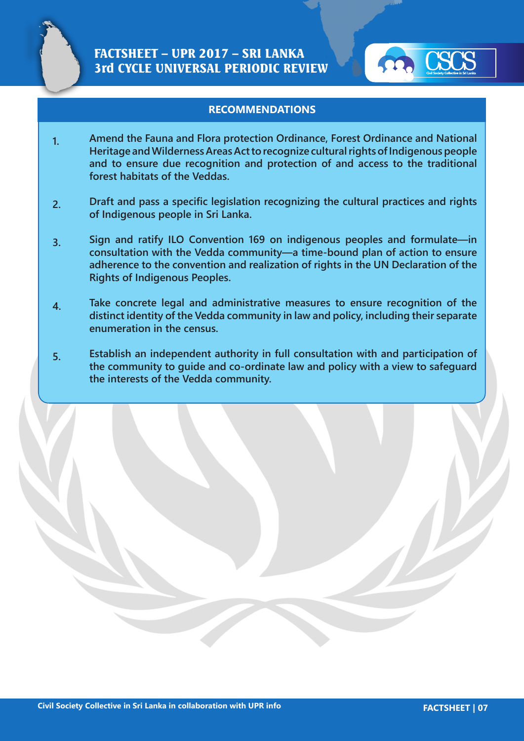## RECOMMENDATIONS

1. Amend the Fauna and Flora protection Ordinance, Forest Ordinance and National Heritage and Wilderness Areas Act to recognize cultural rights of Indigenous people and to ensure due recognition and protection of and access to the traditional forest habitats of the Veddas.

2. Draft and pass a specific legislation recognizing the cultural practices and rights of Indigenous people in Sri Lanka.

3. Sign and ratify ILO Convention 169 on indigenous peoples and formulate—in consultation with the Vedda community—a time-bound plan of action to ensure adherence to the convention and realization of rights in the UN Declaration of the Rights of Indigenous Peoples.

4. Take concrete legal and administrative measures to ensure recognition of the distinct identity of the Vedda community in law and policy, including their separate enumeration in the census.

5. Establish an independent authority in full consultation with and participation of the community to guide and co-ordinate law and policy with a view to safeguard the interests of the Vedda community.